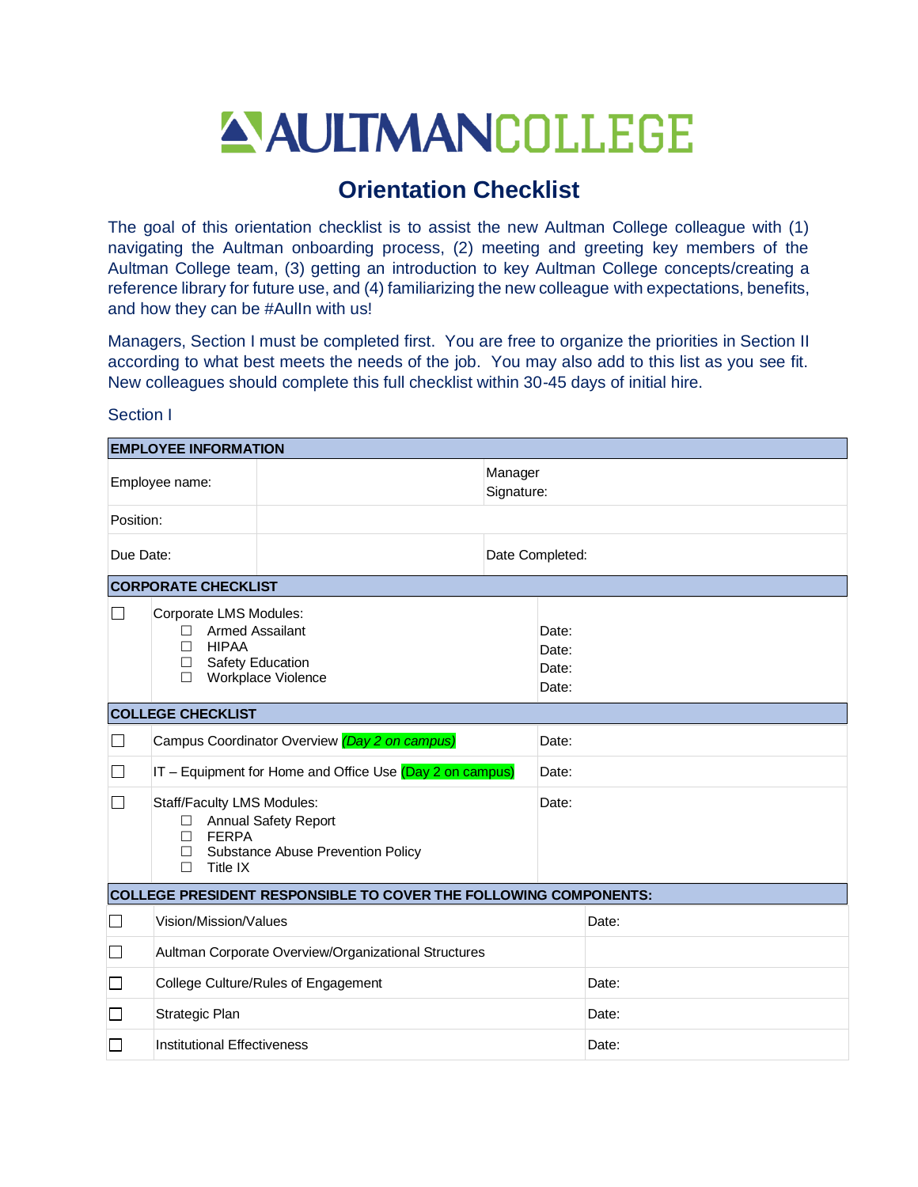# AULTMANCOLLEGE

## Orientation Checklist

The goal of this orientation checklist is to assist the new Aultman College colleague with (1) navigating the Aultman onboarding process, (2) meeting and greeting key members of the Aultman College team, (3) getting an introduction to key Aultman College concepts/creating a reference library for future use, and (4) familiarizing the new colleague with expectations, benefits, and how they can be #AulIn with us!

Managers, Section I must be completed first. You are free to organize the priorities in Section II according to what best meets the needs of the job. You may also add to this list as you see fit. New colleagues should complete this full checklist within 30-45 days of initial hire.

Section I

| **EMPLOYEE INFORMATION** | | |
|---|---|---|
| Employee name: | | Manager Signature: |
| Position: | | |
| Due Date: | | Date Completed: |

| **CORPORATE CHECKLIST** | | |
|---|---|---|
| ☐ | Corporate LMS Modules:<br>☐ Armed Assailant<br>☐ HIPAA<br>☐ Safety Education<br>☐ Workplace Violence | Date:<br>Date:<br>Date:<br>Date: |

| **COLLEGE CHECKLIST** | | |
|---|---|---|
| ☐ | Campus Coordinator Overview *(Day 2 on campus)* | Date: |
| ☐ | IT – Equipment for Home and Office Use (Day 2 on campus) | Date: |
| ☐ | Staff/Faculty LMS Modules:<br>☐ Annual Safety Report<br>☐ FERPA<br>☐ Substance Abuse Prevention Policy<br>☐ Title IX | Date: |

| **COLLEGE PRESIDENT RESPONSIBLE TO COVER THE FOLLOWING COMPONENTS:** | | |
|---|---|---|
| ☐ | Vision/Mission/Values | Date: |
| ☐ | Aultman Corporate Overview/Organizational Structures | |
| ☐ | College Culture/Rules of Engagement | Date: |
| ☐ | Strategic Plan | Date: |
| ☐ | Institutional Effectiveness | Date: |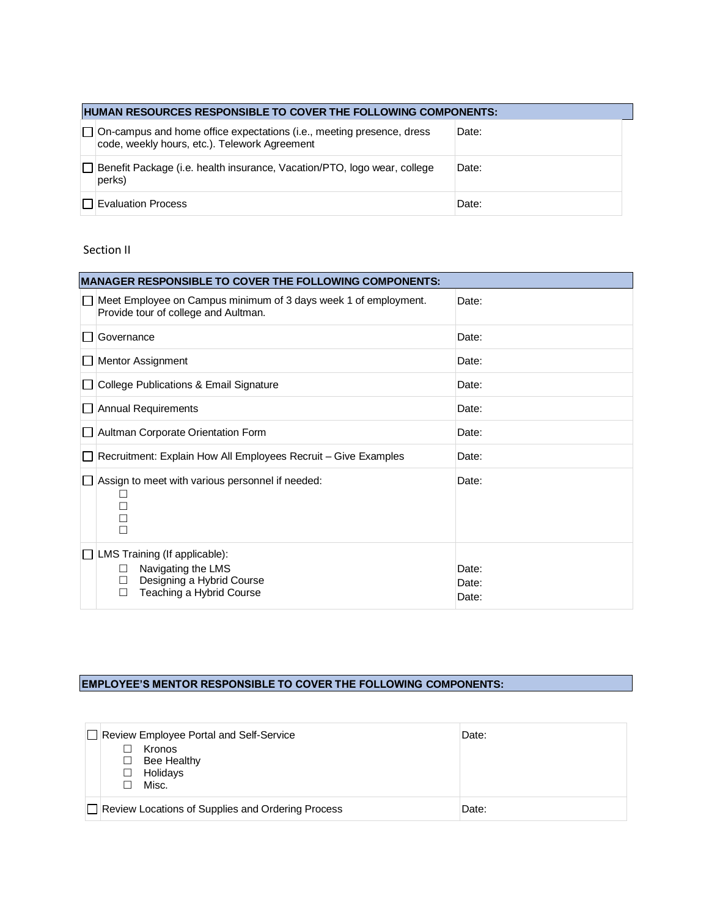| HUMAN RESOURCES RESPONSIBLE TO COVER THE FOLLOWING COMPONENTS: | |
|---|---|
| ☐ On-campus and home office expectations (i.e., meeting presence, dress code, weekly hours, etc.). Telework Agreement | Date: |
| ☐ Benefit Package (i.e. health insurance, Vacation/PTO, logo wear, college perks) | Date: |
| ☐ Evaluation Process | Date: |

Section II

| MANAGER RESPONSIBLE TO COVER THE FOLLOWING COMPONENTS: | |
|---|---|
| ☐ Meet Employee on Campus minimum of 3 days week 1 of employment. Provide tour of college and Aultman. | Date: |
| ☐ Governance | Date: |
| ☐ Mentor Assignment | Date: |
| ☐ College Publications & Email Signature | Date: |
| ☐ Annual Requirements | Date: |
| ☐ Aultman Corporate Orientation Form | Date: |
| ☐ Recruitment: Explain How All Employees Recruit – Give Examples | Date: |
| ☐ Assign to meet with various personnel if needed:<br>☐<br>☐<br>☐<br>☐ | Date: |
| ☐ LMS Training (If applicable):<br>☐ Navigating the LMS<br>☐ Designing a Hybrid Course<br>☐ Teaching a Hybrid Course | Date:<br>Date:<br>Date: |

| EMPLOYEE'S MENTOR RESPONSIBLE TO COVER THE FOLLOWING COMPONENTS: | |
|---|---|
| ☐ Review Employee Portal and Self-Service<br>☐ Kronos<br>☐ Bee Healthy<br>☐ Holidays<br>☐ Misc. | Date: |
| ☐ Review Locations of Supplies and Ordering Process | Date: |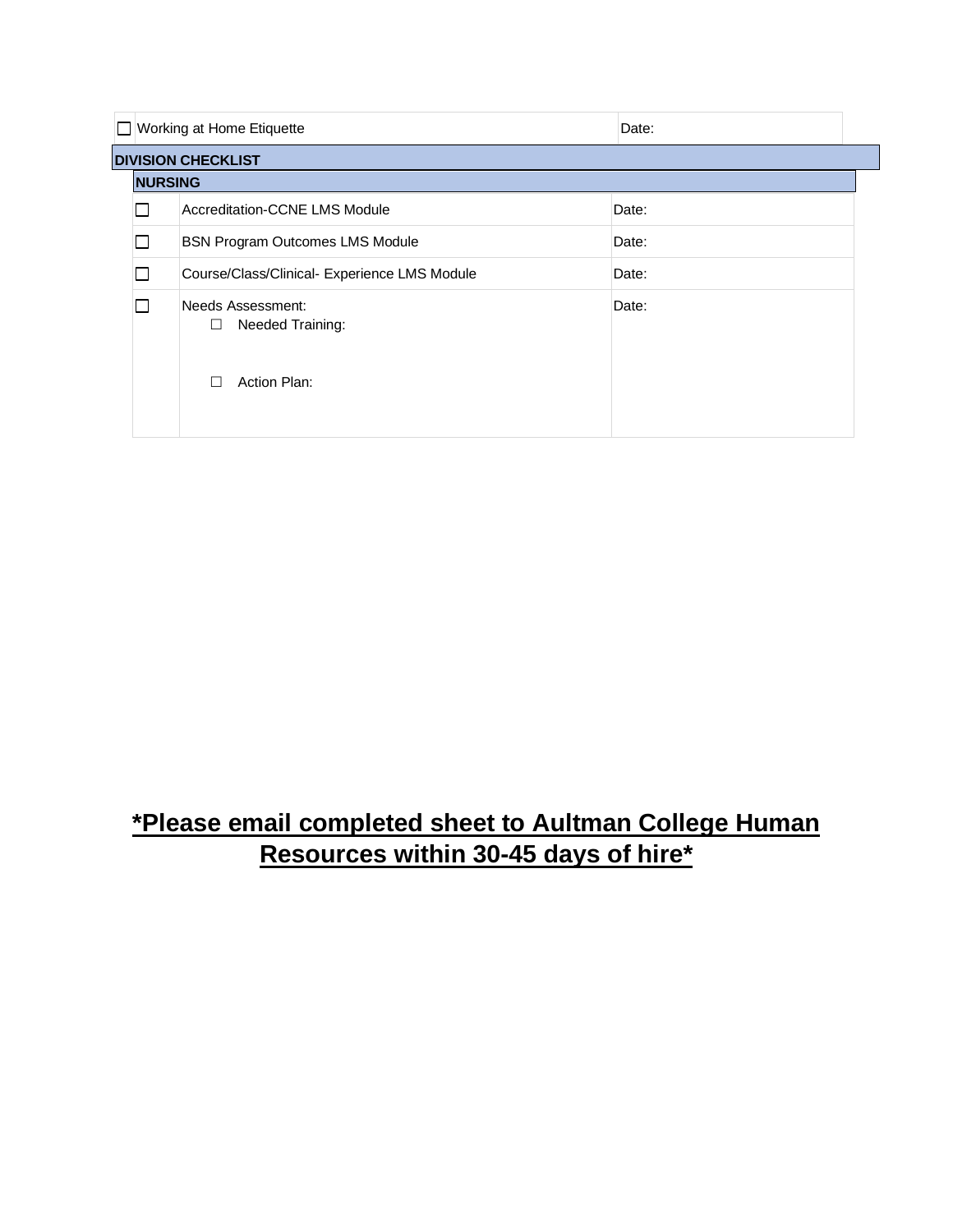| | | |
|---|---|---|
| ☐ | Working at Home Etiquette | Date: |

**DIVISION CHECKLIST**

**NURSING**

| | | |
|---|---|---|
| ☐ | Accreditation-CCNE LMS Module | Date: |
| ☐ | BSN Program Outcomes LMS Module | Date: |
| ☐ | Course/Class/Clinical- Experience LMS Module | Date: |
| ☐ | Needs Assessment:<br>☐ Needed Training:<br><br>☐ Action Plan: | Date: |

## ***Please email completed sheet to Aultman College Human Resources within 30-45 days of hire***